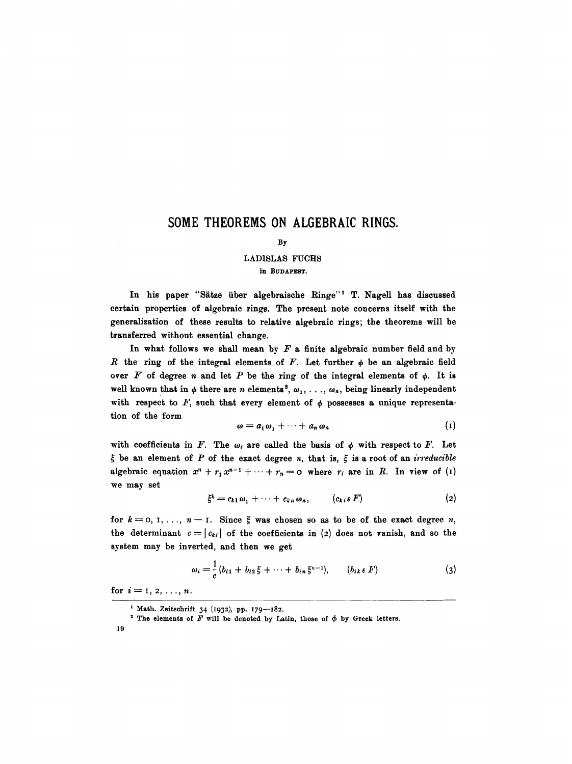# SOME THEOREMS ON ALGEBRAIC RINGS.

By

LADISLAS FUCHS

in BUDAPEST.

In his paper "Sätze über algebraische Ringe"[1] T. Nagell has discussed certain properties of algebraic rings. The present note concerns itself with the generalization of these results to relative algebraic rings; the theorems will be transferred without essential change.

In what follows we shall mean by $F$ a finite algebraic number field and by $R$ the ring of the integral elements of $F$. Let further $\phi$ be an algebraic field over $F$ of degree $n$ and let $P$ be the ring of the integral elements of $\phi$. It is well known that in $\phi$ there are $n$ elements[2], $\omega_1, \ldots, \omega_n$, being linearly independent with respect to $F$, such that every element of $\phi$ possesses a unique representation of the form

$$\omega = a_1 \omega_1 + \cdots + a_n \omega_n \tag{1}$$

with coefficients in $F$. The $\omega_i$ are called the basis of $\phi$ with respect to $F$. Let $\xi$ be an element of $P$ of the exact degree $n$, that is, $\xi$ is a root of an *irreducible* algebraic equation $x^n + r_1 x^{n-1} + \cdots + r_n = 0$ where $r_i$ are in $R$. In view of (1) we may set

$$\xi^k = c_{k1} \omega_1 + \cdots + c_{kn} \omega_n, \qquad (c_{ki} \varepsilon F) \tag{2}$$

for $k = 0, 1, \ldots, n-1$. Since $\xi$ was chosen so as to be of the exact degree $n$, the determinant $c = |c_{kl}|$ of the coefficients in (2) does not vanish, and so the system may be inverted, and then we get

$$\omega_i = \frac{1}{c}(b_{i1} + b_{i2}\xi + \cdots + b_{in}\xi^{n-1}), \qquad (b_{ik} \varepsilon F) \tag{3}$$

for $i = 1, 2, \ldots, n$.

---

[1] Math. Zeitschrift 34 (1932), pp. 179—182.

[2] The elements of $F$ will be denoted by Latin, those of $\phi$ by Greek letters.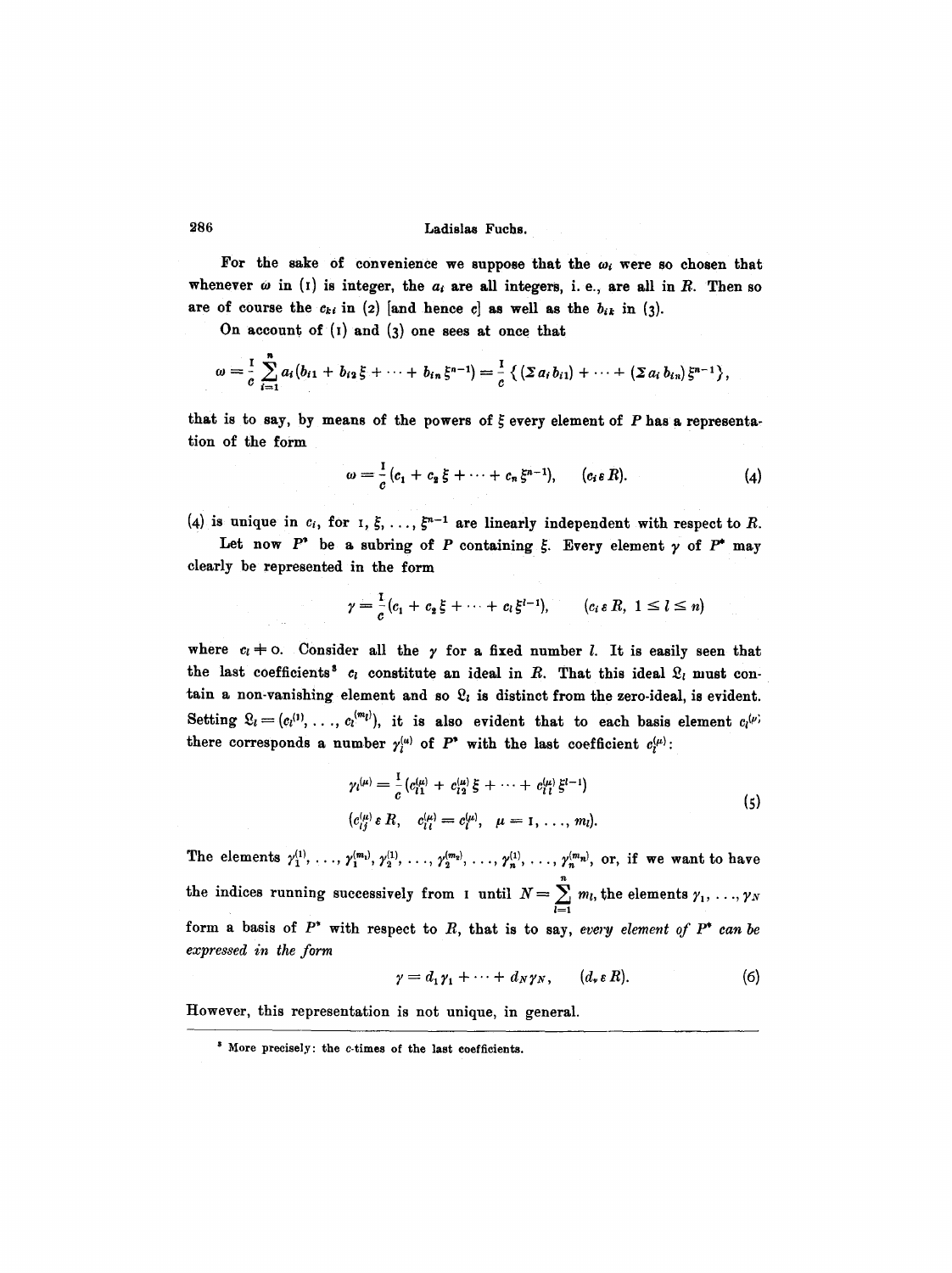For the sake of convenience we suppose that the $\omega_i$ were so chosen that whenever $\omega$ in (1) is integer, the $a_i$ are all integers, i. e., are all in $R$. Then so are of course the $c_{ki}$ in (2) [and hence $c$] as well as the $b_{ik}$ in (3).

On account of (1) and (3) one sees at once that

$$\omega = \frac{1}{c} \sum_{i=1}^{n} a_i (b_{i1} + b_{i2} \xi + \cdots + b_{in} \xi^{n-1}) = \frac{1}{c} \{ (\Sigma a_i b_{i1}) + \cdots + (\Sigma a_i b_{in}) \xi^{n-1} \},$$

that is to say, by means of the powers of $\xi$ every element of $P$ has a representation of the form

$$\omega = \frac{1}{c} (c_1 + c_2 \xi + \cdots + c_n \xi^{n-1}), \qquad (c_i \varepsilon R). \tag{4}$$

(4) is unique in $c_i$, for $1, \xi, \ldots, \xi^{n-1}$ are linearly independent with respect to $R$.

Let now $P^*$ be a subring of $P$ containing $\xi$. Every element $\gamma$ of $P^*$ may clearly be represented in the form

$$\gamma = \frac{1}{c} (c_1 + c_2 \xi + \cdots + c_l \xi^{l-1}), \qquad (c_i \varepsilon R, \ 1 \leq l \leq n)$$

where $c_l \neq 0$. Consider all the $\gamma$ for a fixed number $l$. It is easily seen that the last coefficients[3] $c_l$ constitute an ideal in $R$. That this ideal $\mathfrak{L}_l$ must contain a non-vanishing element and so $\mathfrak{L}_l$ is distinct from the zero-ideal, is evident. Setting $\mathfrak{L}_l = (c_l^{(1)}, \ldots, c_l^{(m_l)})$, it is also evident that to each basis element $c_l^{(\mu)}$ there corresponds a number $\gamma_l^{(\mu)}$ of $P^*$ with the last coefficient $c_l^{(\mu)}$:

$$\begin{gathered} \gamma_l^{(\mu)} = \frac{1}{c} (c_{l1}^{(\mu)} + c_{l2}^{(\mu)} \xi + \cdots + c_{ll}^{(\mu)} \xi^{l-1}) \\ (c_{lj}^{(\mu)} \varepsilon R, \quad c_{ll}^{(\mu)} = c_l^{(\mu)}, \quad \mu = 1, \ldots, m_l). \end{gathered} \tag{5}$$

The elements $\gamma_1^{(1)}, \ldots, \gamma_1^{(m_1)}, \gamma_2^{(1)}, \ldots, \gamma_2^{(m_2)}, \ldots, \gamma_n^{(1)}, \ldots, \gamma_n^{(m_n)}$, or, if we want to have the indices running successively from 1 until $N = \sum_{l=1}^{n} m_l$, the elements $\gamma_1, \ldots, \gamma_N$ form a basis of $P^*$ with respect to $R$, that is to say, *every element of $P^*$ can be expressed in the form*

$$\gamma = d_1 \gamma_1 + \cdots + d_N \gamma_N, \qquad (d_\nu \varepsilon R). \tag{6}$$

However, this representation is not unique, in general.

---

[3] More precisely: the $c$-times of the last coefficients.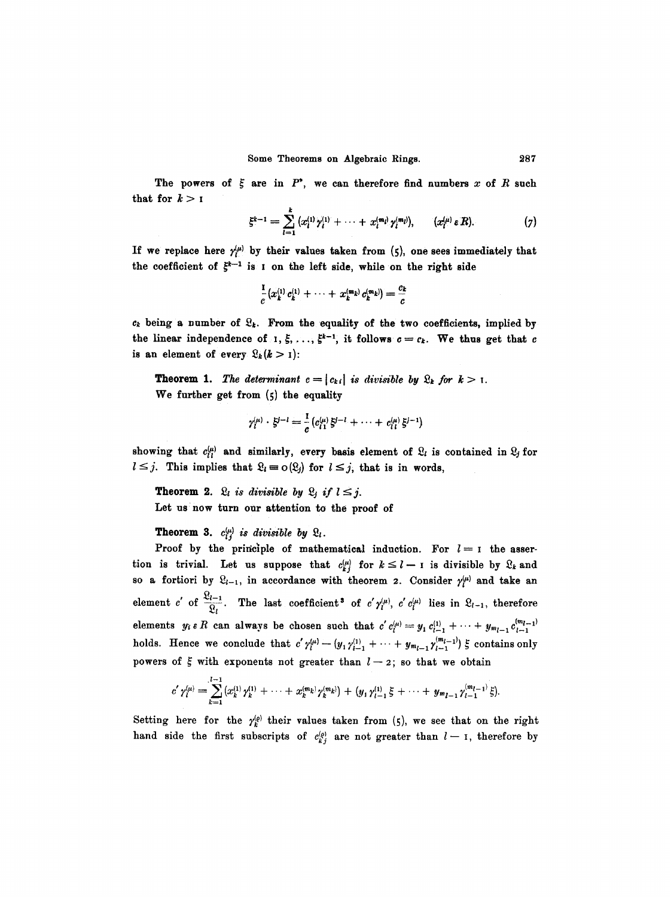The powers of $\xi$ are in $P^*$, we can therefore find numbers $x$ of $R$ such that for $k > 1$

$$\xi^{k-1} = \sum_{l=1}^{k} (x_l^{(1)} \gamma_l^{(1)} + \cdots + x_l^{(m_l)} \gamma_l^{(m_l)}), \qquad (x_l^{(\mu)} \varepsilon R). \tag{7}$$

If we replace here $\gamma_l^{(\mu)}$ by their values taken from (5), one sees immediately that the coefficient of $\xi^{k-1}$ is 1 on the left side, while on the right side

$$\frac{1}{c}(x_k^{(1)} c_k^{(1)} + \cdots + x_k^{(m_k)} c_k^{(m_k)}) = \frac{c_k}{c}$$

$c_k$ being a number of $\mathfrak{L}_k$. From the equality of the two coefficients, implied by the linear independence of $1, \xi, \ldots, \xi^{k-1}$, it follows $c = c_k$. We thus get that $c$ is an element of every $\mathfrak{L}_k (k > 1)$:

**Theorem 1.** *The determinant $c = |c_{ki}|$ is divisible by $\mathfrak{L}_k$ for $k > 1$.*

We further get from (5) the equality

$$\gamma_l^{(\mu)} \cdot \xi^{j-l} = \frac{1}{c}(c_{l1}^{(\mu)} \xi^{j-l} + \cdots + c_{ll}^{(\mu)} \xi^{j-1})$$

showing that $c_{ll}^{(\mu)}$ and similarly, every basis element of $\mathfrak{L}_l$ is contained in $\mathfrak{L}_j$ for $l \leq j$. This implies that $\mathfrak{L}_l \equiv 0 (\mathfrak{L}_j)$ for $l \leq j$, that is in words,

**Theorem 2.** *$\mathfrak{L}_l$ is divisible by $\mathfrak{L}_j$ if $l \leq j$.*

Let us now turn our attention to the proof of

**Theorem 3.** *$c_{lj}^{(\mu)}$ is divisible by $\mathfrak{L}_l$.*

Proof by the principle of mathematical induction. For $l = 1$ the assertion is trivial. Let us suppose that $c_{kj}^{(\mu)}$ for $k \leq l - 1$ is divisible by $\mathfrak{L}_k$ and so a fortiori by $\mathfrak{L}_{l-1}$, in accordance with theorem 2. Consider $\gamma_l^{(\mu)}$ and take an element $c'$ of $\frac{\mathfrak{L}_{l-1}}{\mathfrak{L}_l}$. The last coefficient[3] of $c' \gamma_l^{(\mu)}$, $c' c_l^{(\mu)}$ lies in $\mathfrak{L}_{l-1}$, therefore elements $y_i \varepsilon R$ can always be chosen such that $c' c_l^{(\mu)} = y_1 c_{l-1}^{(1)} + \cdots + y_{m_{l-1}} c_{l-1}^{(m_{l-1})}$ holds. Hence we conclude that $c' \gamma_l^{(\mu)} - (y_1 \gamma_{l-1}^{(1)} + \cdots + y_{m_{l-1}} \gamma_{l-1}^{(m_{l-1})}) \xi$ contains only powers of $\xi$ with exponents not greater than $l - 2$; so that we obtain

$$c' \gamma_l^{(\mu)} = \sum_{k=1}^{l-1} (x_k^{(1)} \gamma_k^{(1)} + \cdots + x_k^{(m_k)} \gamma_k^{(m_k)}) + (y_1 \gamma_{l-1}^{(1)} \xi + \cdots + y_{m_{l-1}} \gamma_{l-1}^{(m_{l-1})} \xi).$$

Setting here for the $\gamma_k^{(\varrho)}$ their values taken from (5), we see that on the right hand side the first subscripts of $c_{kj}^{(\varrho)}$ are not greater than $l - 1$, therefore by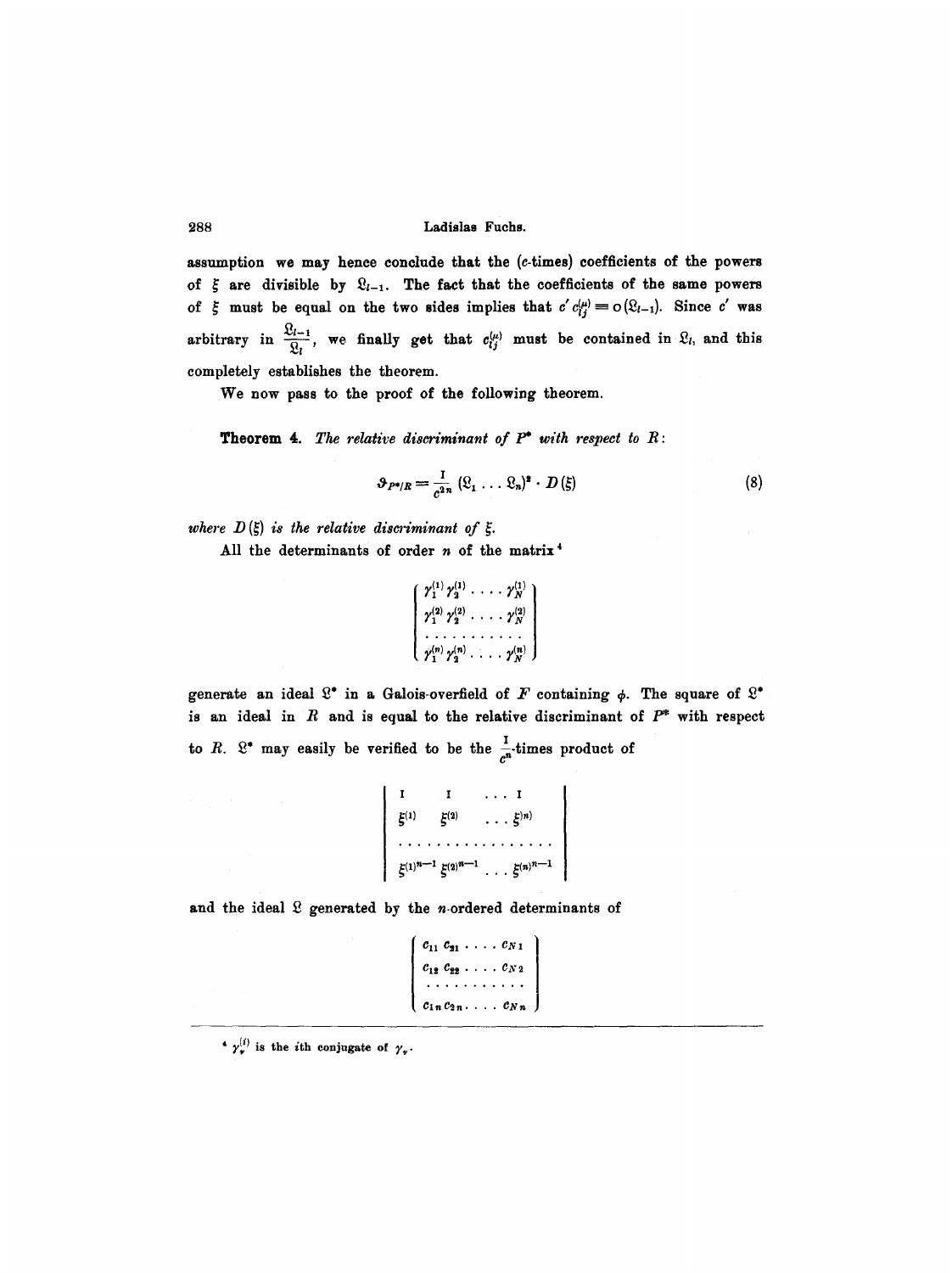assumption we may hence conclude that the ($c$-times) coefficients of the powers of $\xi$ are divisible by $\mathfrak{L}_{l-1}$. The fact that the coefficients of the same powers of $\xi$ must be equal on the two sides implies that $c' c_{ij}^{(\mu)} \equiv 0 (\mathfrak{L}_{l-1})$. Since $c'$ was arbitrary in $\frac{\mathfrak{L}_{l-1}}{\mathfrak{L}_l}$, we finally get that $c_{ij}^{(\mu)}$ must be contained in $\mathfrak{L}_l$, and this completely establishes the theorem.

We now pass to the proof of the following theorem.

**Theorem 4.** *The relative discriminant of $P^*$ with respect to $R$:*

$$\vartheta_{P^*/R} = \frac{1}{c^{2n}} (\mathfrak{L}_1 \ldots \mathfrak{L}_n)^2 \cdot D(\xi) \tag{8}$$

*where $D(\xi)$ is the relative discriminant of $\xi$.*

All the determinants of order $n$ of the matrix[4]

$$\begin{pmatrix} \gamma_1^{(1)} \gamma_2^{(1)} \ldots \gamma_N^{(1)} \\ \gamma_1^{(2)} \gamma_2^{(2)} \ldots \gamma_N^{(2)} \\ \ldots\ldots\ldots\ldots \\ \gamma_1^{(n)} \gamma_2^{(n)} \ldots \gamma_N^{(n)} \end{pmatrix}$$

generate an ideal $\mathfrak{L}^*$ in a Galois-overfield of $F$ containing $\phi$. The square of $\mathfrak{L}^*$ is an ideal in $R$ and is equal to the relative discriminant of $P^*$ with respect to $R$. $\mathfrak{L}^*$ may easily be verified to be the $\frac{1}{c^n}$-times product of

$$\begin{vmatrix} 1 & 1 & \ldots 1 \\ \xi^{(1)} & \xi^{(2)} & \ldots \xi^{(n)} \\ \ldots & \ldots & \ldots \\ \xi^{(1)^{n-1}} & \xi^{(2)^{n-1}} & \ldots \xi^{(n)^{n-1}} \end{vmatrix}$$

and the ideal $\mathfrak{L}$ generated by the $n$-ordered determinants of

$$\begin{pmatrix} c_{11}\, c_{21} \ldots c_{N1} \\ c_{12}\, c_{22} \ldots c_{N2} \\ \ldots\ldots\ldots \\ c_{1n}\, c_{2n} \ldots c_{Nn} \end{pmatrix}$$

[4] $\gamma_\nu^{(i)}$ is the $i$th conjugate of $\gamma_\nu$.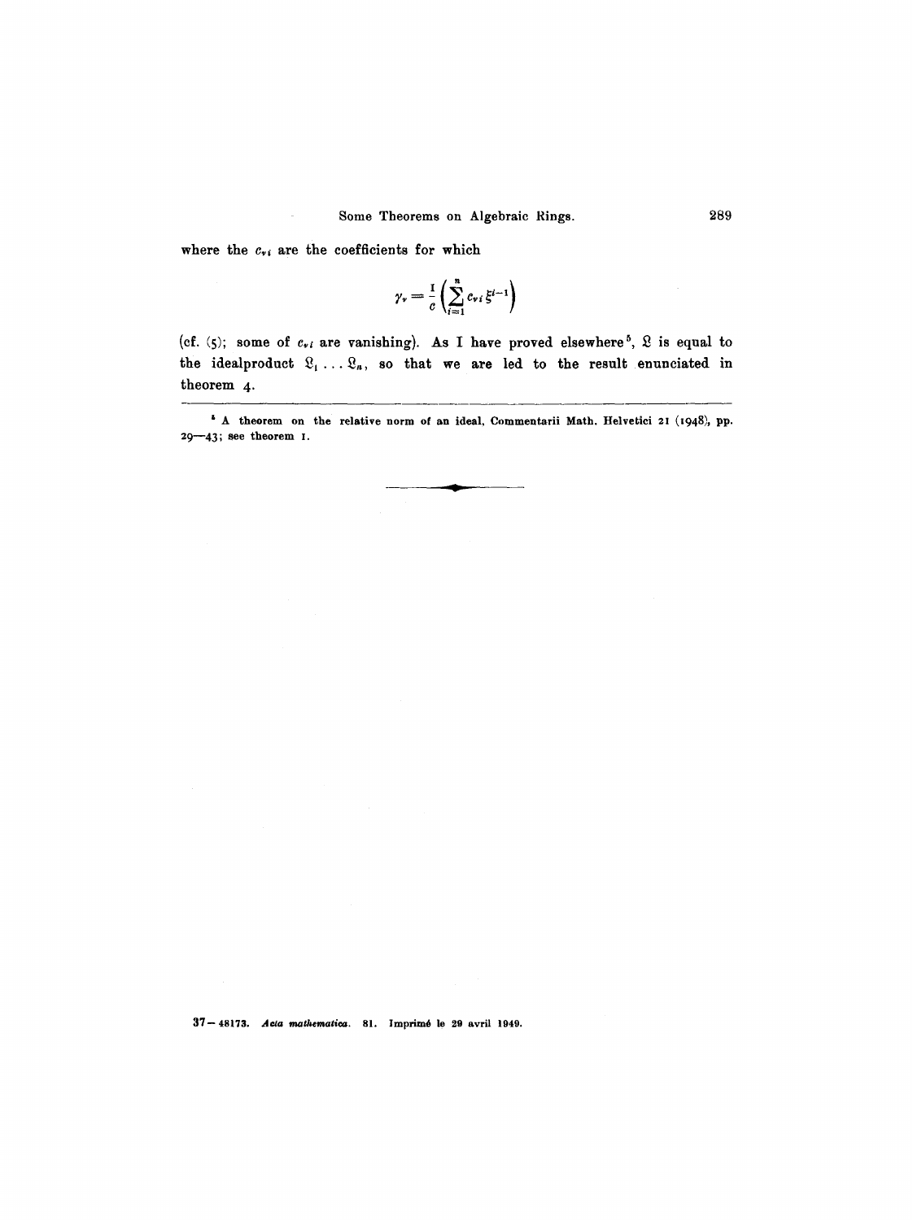where the $c_{\nu i}$ are the coefficients for which

$$\gamma_\nu = \frac{1}{c}\left(\sum_{i=1}^{n} c_{\nu i}\,\xi^{i-1}\right)$$

(cf. (5); some of $c_{\nu i}$ are vanishing). As I have proved elsewhere[5], $\mathfrak{L}$ is equal to the idealproduct $\mathfrak{L}_1 \ldots \mathfrak{L}_n$, so that we are led to the result enunciated in theorem 4.

---

[5] A theorem on the relative norm of an ideal, Commentarii Math. Helvetici 21 (1948), pp. 29—43; see theorem 1.